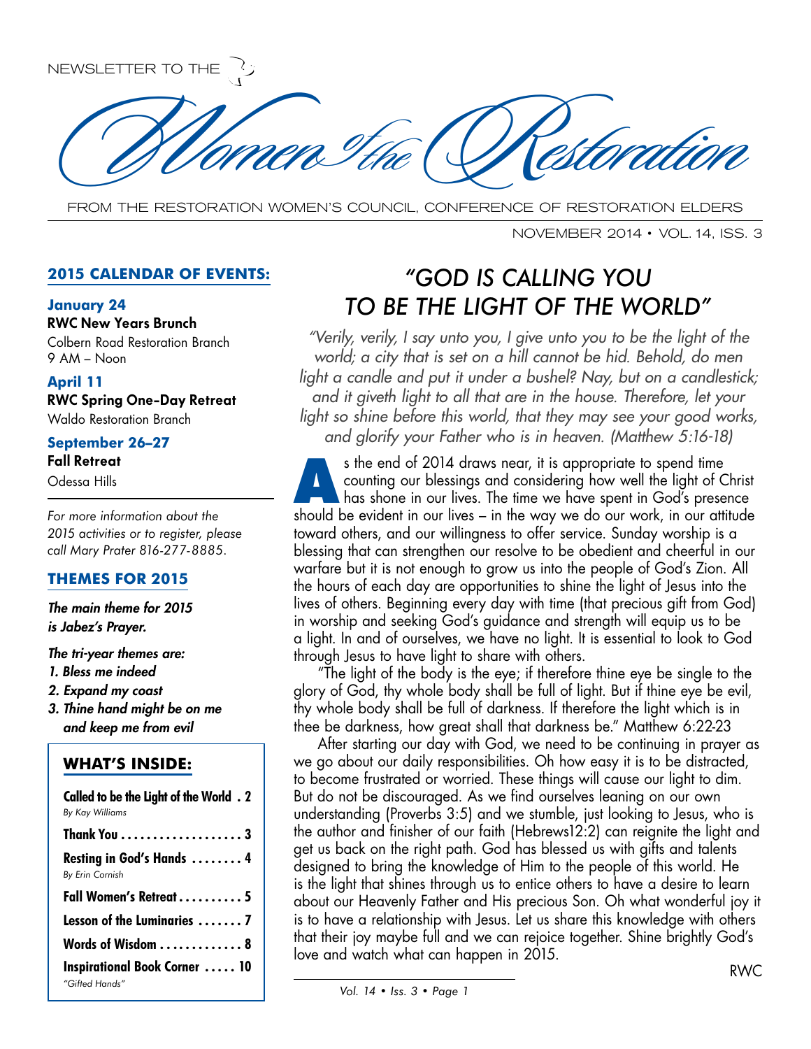NEWSLETTER TO THE

# Women of the Restoration

FROM THE RESTORATION WOMEN'S COUNCIL, CONFERENCE OF RESTORATION ELDERS

NOVEMBER 2014 • VOL. 14, ISS. 3

## 2015 CALENDAR OF EVENTS:

**January 24**
**RWC New Years Brunch**
Colbern Road Restoration Branch
9 AM – Noon

**April 11**
**RWC Spring One-Day Retreat**
Waldo Restoration Branch

**September 26–27**
**Fall Retreat**
Odessa Hills

*For more information about the 2015 activities or to register, please call Mary Prater 816-277-8885.*

## THEMES FOR 2015

***The main theme for 2015 is Jabez's Prayer.***

***The tri-year themes are:***

1. ***Bless me indeed***
2. ***Expand my coast***
3. ***Thine hand might be on me and keep me from evil***

## WHAT'S INSIDE:

| | |
|---|---|
| **Called to be the Light of the World** *By Kay Williams* | 2 |
| **Thank You** | 3 |
| **Resting in God's Hands** *By Erin Cornish* | 4 |
| **Fall Women's Retreat** | 5 |
| **Lesson of the Luminaries** | 7 |
| **Words of Wisdom** | 8 |
| **Inspirational Book Corner** *"Gifted Hands"* | 10 |

# *"GOD IS CALLING YOU TO BE THE LIGHT OF THE WORLD"*

*"Verily, verily, I say unto you, I give unto you to be the light of the world; a city that is set on a hill cannot be hid. Behold, do men light a candle and put it under a bushel? Nay, but on a candlestick; and it giveth light to all that are in the house. Therefore, let your light so shine before this world, that they may see your good works, and glorify your Father who is in heaven. (Matthew 5:16-18)*

As the end of 2014 draws near, it is appropriate to spend time counting our blessings and considering how well the light of Christ has shone in our lives. The time we have spent in God's presence should be evident in our lives – in the way we do our work, in our attitude toward others, and our willingness to offer service. Sunday worship is a blessing that can strengthen our resolve to be obedient and cheerful in our warfare but it is not enough to grow us into the people of God's Zion. All the hours of each day are opportunities to shine the light of Jesus into the lives of others. Beginning every day with time (that precious gift from God) in worship and seeking God's guidance and strength will equip us to be a light. In and of ourselves, we have no light. It is essential to look to God through Jesus to have light to share with others.

"The light of the body is the eye; if therefore thine eye be single to the glory of God, thy whole body shall be full of light. But if thine eye be evil, thy whole body shall be full of darkness. If therefore the light which is in thee be darkness, how great shall that darkness be." Matthew 6:22-23

After starting our day with God, we need to be continuing in prayer as we go about our daily responsibilities. Oh how easy it is to be distracted, to become frustrated or worried. These things will cause our light to dim. But do not be discouraged. As we find ourselves leaning on our own understanding (Proverbs 3:5) and we stumble, just looking to Jesus, who is the author and finisher of our faith (Hebrews12:2) can reignite the light and get us back on the right path. God has blessed us with gifts and talents designed to bring the knowledge of Him to the people of this world. He is the light that shines through us to entice others to have a desire to learn about our Heavenly Father and His precious Son. Oh what wonderful joy it is to have a relationship with Jesus. Let us share this knowledge with others that their joy maybe full and we can rejoice together. Shine brightly God's love and watch what can happen in 2015.

RWC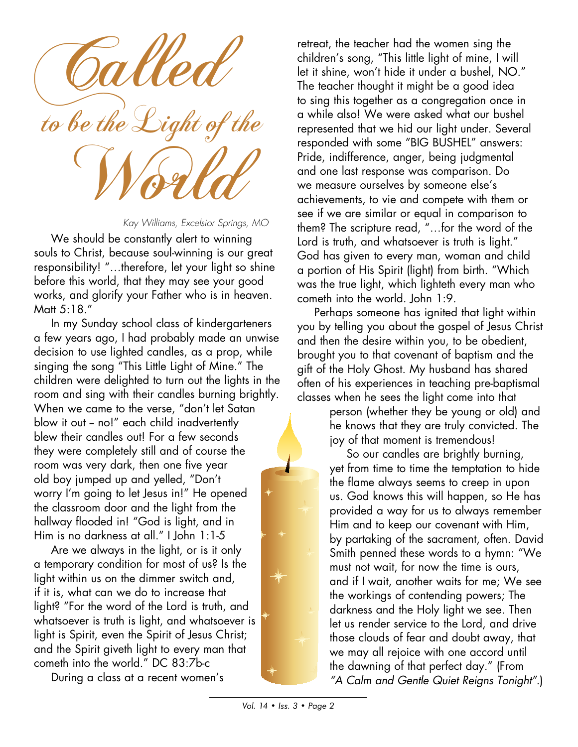# Called to be the Light of the World

*Kay Williams, Excelsior Springs, MO*

We should be constantly alert to winning souls to Christ, because soul-winning is our great responsibility! "…therefore, let your light so shine before this world, that they may see your good works, and glorify your Father who is in heaven. Matt 5:18."

In my Sunday school class of kindergarteners a few years ago, I had probably made an unwise decision to use lighted candles, as a prop, while singing the song "This Little Light of Mine." The children were delighted to turn out the lights in the room and sing with their candles burning brightly. When we came to the verse, "don't let Satan blow it out – no!" each child inadvertently blew their candles out! For a few seconds they were completely still and of course the room was very dark, then one five year old boy jumped up and yelled, "Don't worry I'm going to let Jesus in!" He opened the classroom door and the light from the hallway flooded in! "God is light, and in Him is no darkness at all." I John 1:1-5

Are we always in the light, or is it only a temporary condition for most of us? Is the light within us on the dimmer switch and, if it is, what can we do to increase that light? "For the word of the Lord is truth, and whatsoever is truth is light, and whatsoever is light is Spirit, even the Spirit of Jesus Christ; and the Spirit giveth light to every man that cometh into the world." DC 83:7b-c

During a class at a recent women's retreat, the teacher had the women sing the children's song, "This little light of mine, I will let it shine, won't hide it under a bushel, NO." The teacher thought it might be a good idea to sing this together as a congregation once in a while also! We were asked what our bushel represented that we hid our light under. Several responded with some "BIG BUSHEL" answers: Pride, indifference, anger, being judgmental and one last response was comparison. Do we measure ourselves by someone else's achievements, to vie and compete with them or see if we are similar or equal in comparison to them? The scripture read, "…for the word of the Lord is truth, and whatsoever is truth is light." God has given to every man, woman and child a portion of His Spirit (light) from birth. "Which was the true light, which lighteth every man who cometh into the world. John 1:9.

Perhaps someone has ignited that light within you by telling you about the gospel of Jesus Christ and then the desire within you, to be obedient, brought you to that covenant of baptism and the gift of the Holy Ghost. My husband has shared often of his experiences in teaching pre-baptismal classes when he sees the light come into that person (whether they be young or old) and he knows that they are truly convicted. The joy of that moment is tremendous!

So our candles are brightly burning, yet from time to time the temptation to hide the flame always seems to creep in upon us. God knows this will happen, so He has provided a way for us to always remember Him and to keep our covenant with Him, by partaking of the sacrament, often. David Smith penned these words to a hymn: "We must not wait, for now the time is ours, and if I wait, another waits for me; We see the workings of contending powers; The darkness and the Holy light we see. Then let us render service to the Lord, and drive those clouds of fear and doubt away, that we may all rejoice with one accord until the dawning of that perfect day." (From *"A Calm and Gentle Quiet Reigns Tonight"*.)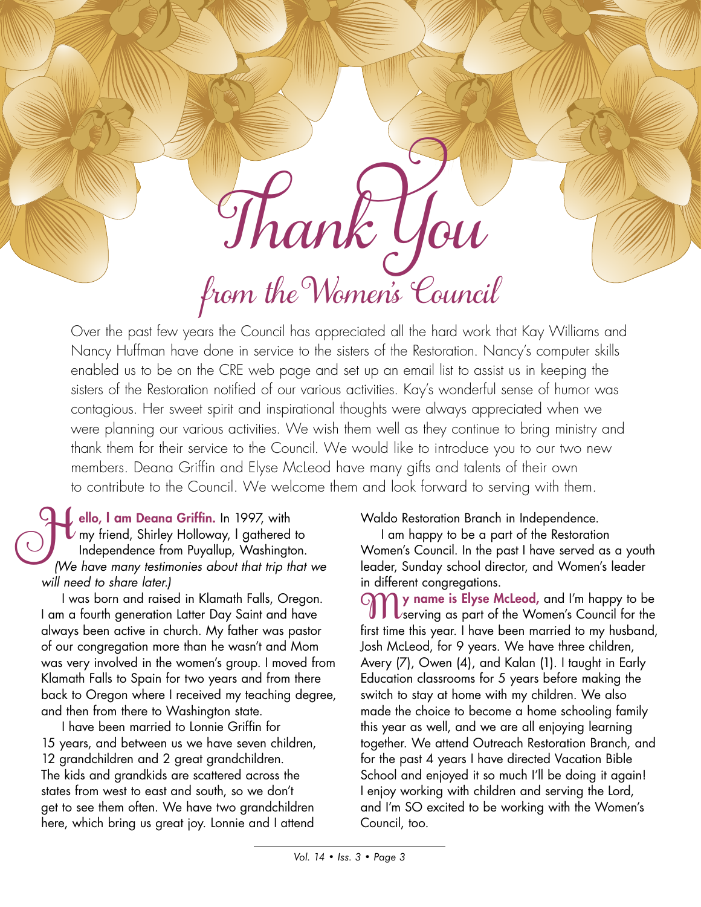# Thank You

## from the Women's Council

Over the past few years the Council has appreciated all the hard work that Kay Williams and Nancy Huffman have done in service to the sisters of the Restoration. Nancy's computer skills enabled us to be on the CRE web page and set up an email list to assist us in keeping the sisters of the Restoration notified of our various activities. Kay's wonderful sense of humor was contagious. Her sweet spirit and inspirational thoughts were always appreciated when we were planning our various activities. We wish them well as they continue to bring ministry and thank them for their service to the Council. We would like to introduce you to our two new members. Deana Griffin and Elyse McLeod have many gifts and talents of their own to contribute to the Council. We welcome them and look forward to serving with them.

**Hello, I am Deana Griffin.** In 1997, with my friend, Shirley Holloway, I gathered to Independence from Puyallup, Washington. *(We have many testimonies about that trip that we will need to share later.)*

I was born and raised in Klamath Falls, Oregon. I am a fourth generation Latter Day Saint and have always been active in church. My father was pastor of our congregation more than he wasn't and Mom was very involved in the women's group. I moved from Klamath Falls to Spain for two years and from there back to Oregon where I received my teaching degree, and then from there to Washington state.

I have been married to Lonnie Griffin for 15 years, and between us we have seven children, 12 grandchildren and 2 great grandchildren. The kids and grandkids are scattered across the states from west to east and south, so we don't get to see them often. We have two grandchildren here, which bring us great joy. Lonnie and I attend Waldo Restoration Branch in Independence.

I am happy to be a part of the Restoration Women's Council. In the past I have served as a youth leader, Sunday school director, and Women's leader in different congregations.

**My name is Elyse McLeod,** and I'm happy to be serving as part of the Women's Council for the first time this year. I have been married to my husband, Josh McLeod, for 9 years. We have three children, Avery (7), Owen (4), and Kalan (1). I taught in Early Education classrooms for 5 years before making the switch to stay at home with my children. We also made the choice to become a home schooling family this year as well, and we are all enjoying learning together. We attend Outreach Restoration Branch, and for the past 4 years I have directed Vacation Bible School and enjoyed it so much I'll be doing it again! I enjoy working with children and serving the Lord, and I'm SO excited to be working with the Women's Council, too.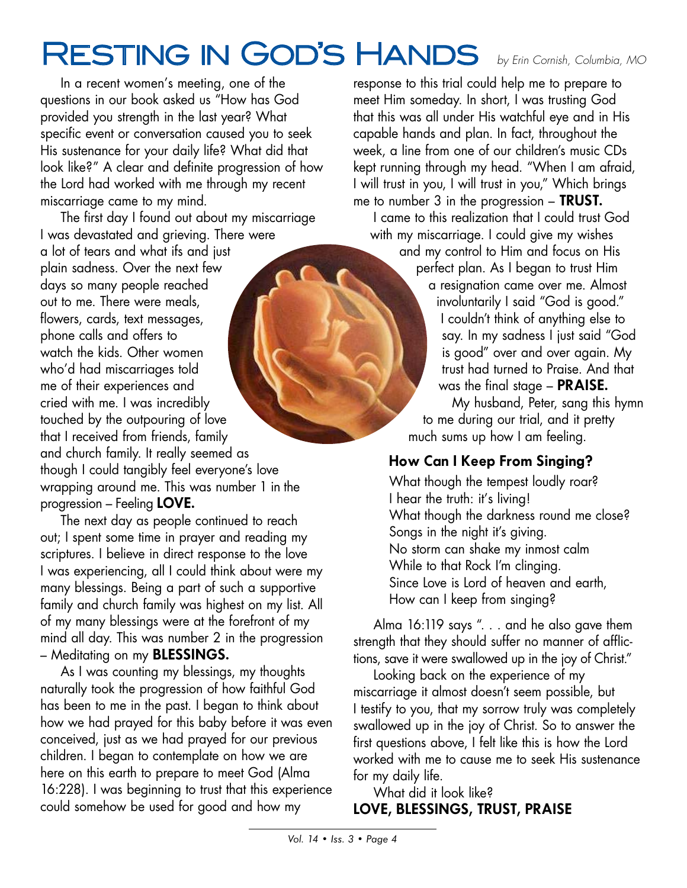# Resting in God's Hands

*by Erin Cornish, Columbia, MO*

In a recent women's meeting, one of the questions in our book asked us "How has God provided you strength in the last year? What specific event or conversation caused you to seek His sustenance for your daily life? What did that look like?" A clear and definite progression of how the Lord had worked with me through my recent miscarriage came to my mind.

The first day I found out about my miscarriage I was devastated and grieving. There were a lot of tears and what ifs and just plain sadness. Over the next few days so many people reached out to me. There were meals, flowers, cards, text messages, phone calls and offers to watch the kids. Other women who'd had miscarriages told me of their experiences and cried with me. I was incredibly touched by the outpouring of love that I received from friends, family and church family. It really seemed as though I could tangibly feel everyone's love wrapping around me. This was number 1 in the progression – Feeling **LOVE.**

The next day as people continued to reach out; I spent some time in prayer and reading my scriptures. I believe in direct response to the love I was experiencing, all I could think about were my many blessings. Being a part of such a supportive family and church family was highest on my list. All of my many blessings were at the forefront of my mind all day. This was number 2 in the progression – Meditating on my **BLESSINGS.**

As I was counting my blessings, my thoughts naturally took the progression of how faithful God has been to me in the past. I began to think about how we had prayed for this baby before it was even conceived, just as we had prayed for our previous children. I began to contemplate on how we are here on this earth to prepare to meet God (Alma 16:228). I was beginning to trust that this experience could somehow be used for good and how my response to this trial could help me to prepare to meet Him someday. In short, I was trusting God that this was all under His watchful eye and in His capable hands and plan. In fact, throughout the week, a line from one of our children's music CDs kept running through my head. "When I am afraid, I will trust in you, I will trust in you," Which brings me to number 3 in the progression – **TRUST.**

I came to this realization that I could trust God with my miscarriage. I could give my wishes and my control to Him and focus on His perfect plan. As I began to trust Him a resignation came over me. Almost involuntarily I said "God is good." I couldn't think of anything else to say. In my sadness I just said "God is good" over and over again. My trust had turned to Praise. And that was the final stage – **PRAISE.**

My husband, Peter, sang this hymn to me during our trial, and it pretty much sums up how I am feeling.

**How Can I Keep From Singing?**

What though the tempest loudly roar?
I hear the truth: it's living!
What though the darkness round me close?
Songs in the night it's giving.
No storm can shake my inmost calm
While to that Rock I'm clinging.
Since Love is Lord of heaven and earth,
How can I keep from singing?

Alma 16:119 says ". . . and he also gave them strength that they should suffer no manner of afflictions, save it were swallowed up in the joy of Christ."

Looking back on the experience of my miscarriage it almost doesn't seem possible, but I testify to you, that my sorrow truly was completely swallowed up in the joy of Christ. So to answer the first questions above, I felt like this is how the Lord worked with me to cause me to seek His sustenance for my daily life.

What did it look like?

**LOVE, BLESSINGS, TRUST, PRAISE**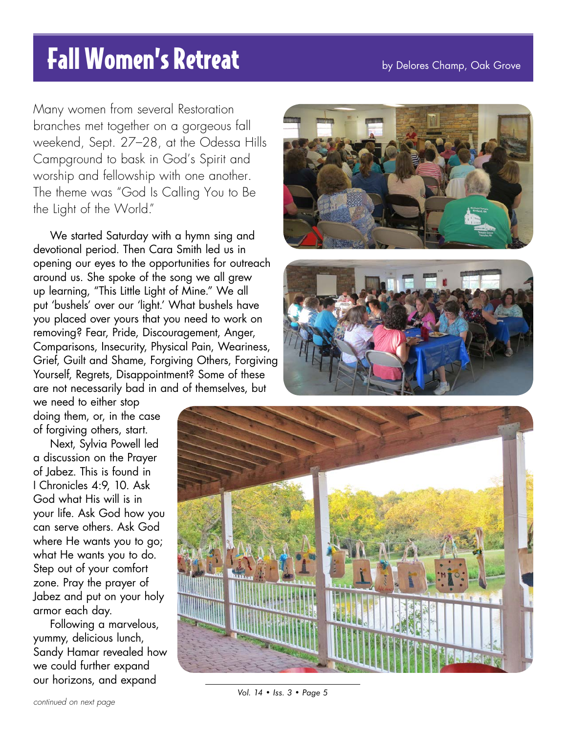# Fall Women's Retreat

by Delores Champ, Oak Grove

Many women from several Restoration branches met together on a gorgeous fall weekend, Sept. 27–28, at the Odessa Hills Campground to bask in God's Spirit and worship and fellowship with one another. The theme was "God Is Calling You to Be the Light of the World."

We started Saturday with a hymn sing and devotional period. Then Cara Smith led us in opening our eyes to the opportunities for outreach around us. She spoke of the song we all grew up learning, "This Little Light of Mine." We all put 'bushels' over our 'light.' What bushels have you placed over yours that you need to work on removing? Fear, Pride, Discouragement, Anger, Comparisons, Insecurity, Physical Pain, Weariness, Grief, Guilt and Shame, Forgiving Others, Forgiving Yourself, Regrets, Disappointment? Some of these are not necessarily bad in and of themselves, but we need to either stop doing them, or, in the case of forgiving others, start.

Next, Sylvia Powell led a discussion on the Prayer of Jabez. This is found in I Chronicles 4:9, 10. Ask God what His will is in your life. Ask God how you can serve others. Ask God where He wants you to go; what He wants you to do. Step out of your comfort zone. Pray the prayer of Jabez and put on your holy armor each day.

Following a marvelous, yummy, delicious lunch, Sandy Hamar revealed how we could further expand our horizons, and expand

*continued on next page*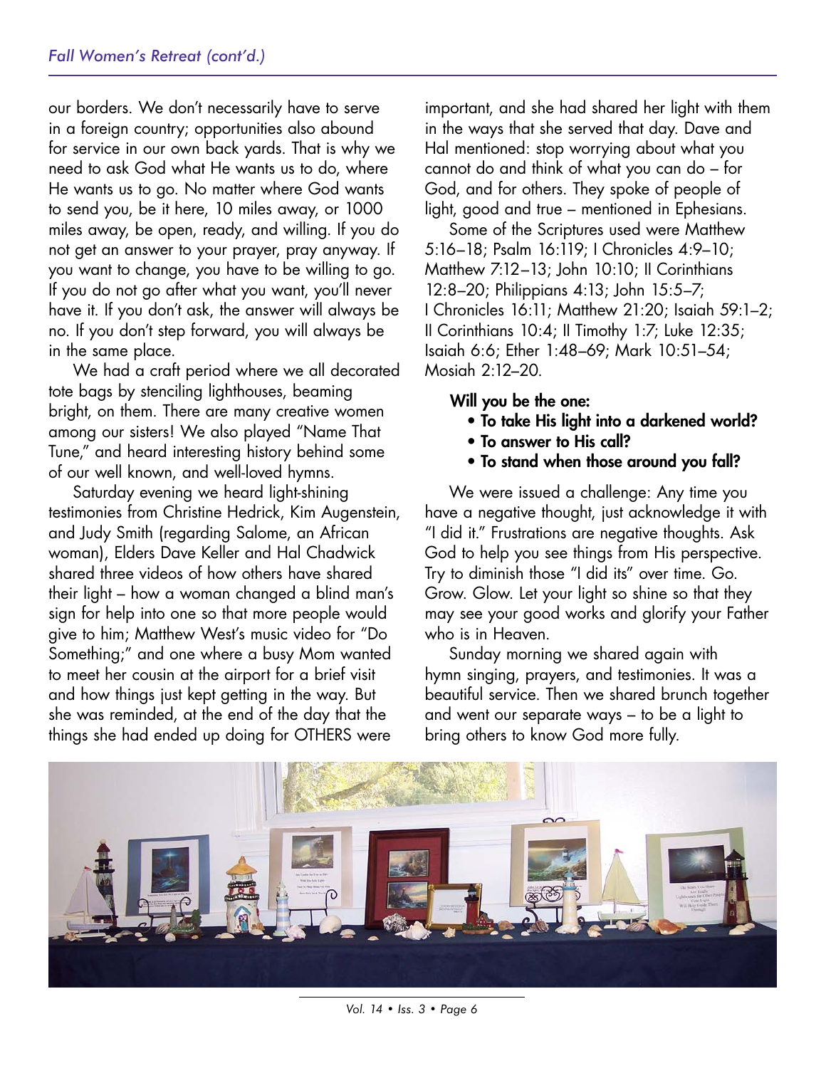our borders. We don't necessarily have to serve in a foreign country; opportunities also abound for service in our own back yards. That is why we need to ask God what He wants us to do, where He wants us to go. No matter where God wants to send you, be it here, 10 miles away, or 1000 miles away, be open, ready, and willing. If you do not get an answer to your prayer, pray anyway. If you want to change, you have to be willing to go. If you do not go after what you want, you'll never have it. If you don't ask, the answer will always be no. If you don't step forward, you will always be in the same place.

We had a craft period where we all decorated tote bags by stenciling lighthouses, beaming bright, on them. There are many creative women among our sisters! We also played "Name That Tune," and heard interesting history behind some of our well known, and well-loved hymns.

Saturday evening we heard light-shining testimonies from Christine Hedrick, Kim Augenstein, and Judy Smith (regarding Salome, an African woman), Elders Dave Keller and Hal Chadwick shared three videos of how others have shared their light – how a woman changed a blind man's sign for help into one so that more people would give to him; Matthew West's music video for "Do Something;" and one where a busy Mom wanted to meet her cousin at the airport for a brief visit and how things just kept getting in the way. But she was reminded, at the end of the day that the things she had ended up doing for OTHERS were important, and she had shared her light with them in the ways that she served that day. Dave and Hal mentioned: stop worrying about what you cannot do and think of what you can do – for God, and for others. They spoke of people of light, good and true – mentioned in Ephesians.

Some of the Scriptures used were Matthew 5:16–18; Psalm 16:119; I Chronicles 4:9–10; Matthew 7:12–13; John 10:10; II Corinthians 12:8–20; Philippians 4:13; John 15:5–7; I Chronicles 16:11; Matthew 21:20; Isaiah 59:1–2; II Corinthians 10:4; II Timothy 1:7; Luke 12:35; Isaiah 6:6; Ether 1:48–69; Mark 10:51–54; Mosiah 2:12–20.

**Will you be the one:**

- **To take His light into a darkened world?**
- **To answer to His call?**
- **To stand when those around you fall?**

We were issued a challenge: Any time you have a negative thought, just acknowledge it with "I did it." Frustrations are negative thoughts. Ask God to help you see things from His perspective. Try to diminish those "I did its" over time. Go. Grow. Glow. Let your light so shine so that they may see your good works and glorify your Father who is in Heaven.

Sunday morning we shared again with hymn singing, prayers, and testimonies. It was a beautiful service. Then we shared brunch together and went our separate ways – to be a light to bring others to know God more fully.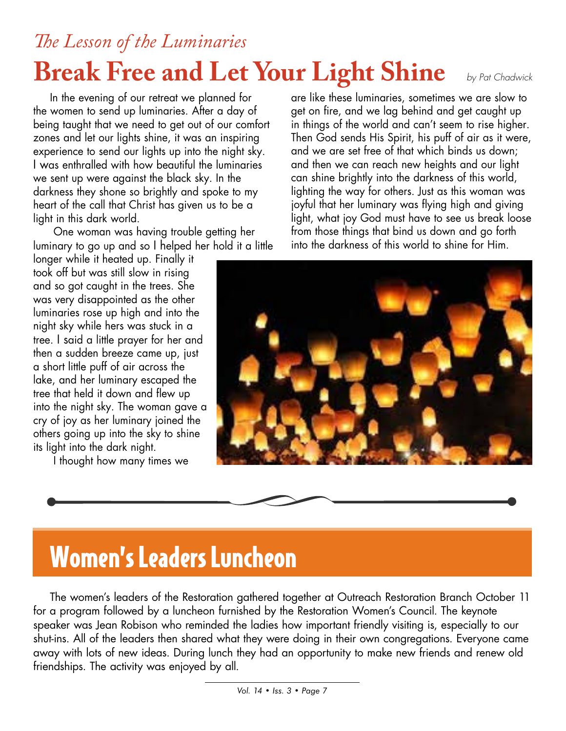*The Lesson of the Luminaries*

# Break Free and Let Your Light Shine

*by Pat Chadwick*

In the evening of our retreat we planned for the women to send up luminaries. After a day of being taught that we need to get out of our comfort zones and let our lights shine, it was an inspiring experience to send our lights up into the night sky. I was enthralled with how beautiful the luminaries we sent up were against the black sky. In the darkness they shone so brightly and spoke to my heart of the call that Christ has given us to be a light in this dark world.

One woman was having trouble getting her luminary to go up and so I helped her hold it a little longer while it heated up. Finally it took off but was still slow in rising and so got caught in the trees. She was very disappointed as the other luminaries rose up high and into the night sky while hers was stuck in a tree. I said a little prayer for her and then a sudden breeze came up, just a short little puff of air across the lake, and her luminary escaped the tree that held it down and flew up into the night sky. The woman gave a cry of joy as her luminary joined the others going up into the sky to shine its light into the dark night.

I thought how many times we are like these luminaries, sometimes we are slow to get on fire, and we lag behind and get caught up in things of the world and can't seem to rise higher. Then God sends His Spirit, his puff of air as it were, and we are set free of that which binds us down; and then we can reach new heights and our light can shine brightly into the darkness of this world, lighting the way for others. Just as this woman was joyful that her luminary was flying high and giving light, what joy God must have to see us break loose from those things that bind us down and go forth into the darkness of this world to shine for Him.

# Women's Leaders Luncheon

The women's leaders of the Restoration gathered together at Outreach Restoration Branch October 11 for a program followed by a luncheon furnished by the Restoration Women's Council. The keynote speaker was Jean Robison who reminded the ladies how important friendly visiting is, especially to our shut-ins. All of the leaders then shared what they were doing in their own congregations. Everyone came away with lots of new ideas. During lunch they had an opportunity to make new friends and renew old friendships. The activity was enjoyed by all.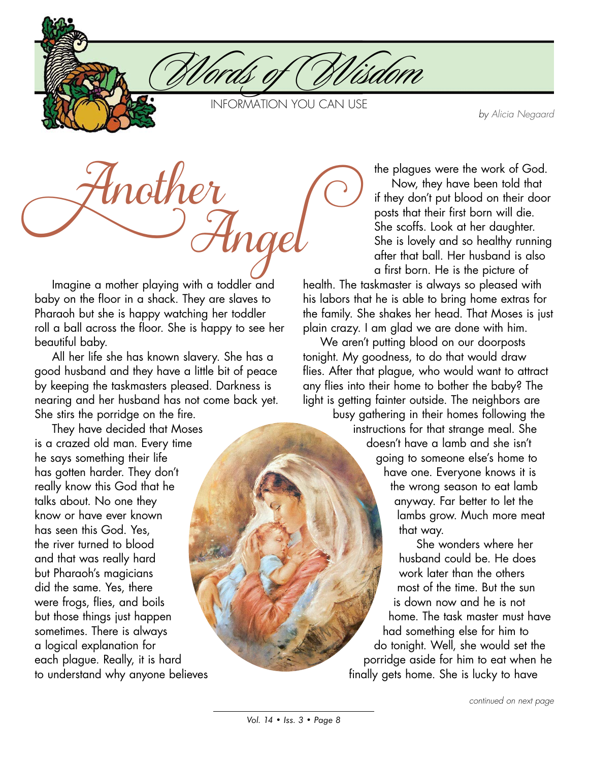# Words of Wisdom

INFORMATION YOU CAN USE

*by Alicia Negaard*

## Another Angel

Imagine a mother playing with a toddler and baby on the floor in a shack. They are slaves to Pharaoh but she is happy watching her toddler roll a ball across the floor. She is happy to see her beautiful baby.

All her life she has known slavery. She has a good husband and they have a little bit of peace by keeping the taskmasters pleased. Darkness is nearing and her husband has not come back yet. She stirs the porridge on the fire.

They have decided that Moses is a crazed old man. Every time he says something their life has gotten harder. They don't really know this God that he talks about. No one they know or have ever known has seen this God. Yes, the river turned to blood and that was really hard but Pharaoh's magicians did the same. Yes, there were frogs, flies, and boils but those things just happen sometimes. There is always a logical explanation for each plague. Really, it is hard to understand why anyone believes the plagues were the work of God.

Now, they have been told that if they don't put blood on their door posts that their first born will die. She scoffs. Look at her daughter. She is lovely and so healthy running after that ball. Her husband is also a first born. He is the picture of health. The taskmaster is always so pleased with his labors that he is able to bring home extras for the family. She shakes her head. That Moses is just plain crazy. I am glad we are done with him.

We aren't putting blood on our doorposts tonight. My goodness, to do that would draw flies. After that plague, who would want to attract any flies into their home to bother the baby? The light is getting fainter outside. The neighbors are busy gathering in their homes following the instructions for that strange meal. She doesn't have a lamb and she isn't going to someone else's home to have one. Everyone knows it is the wrong season to eat lamb anyway. Far better to let the lambs grow. Much more meat that way.

She wonders where her husband could be. He does work later than the others most of the time. But the sun is down now and he is not home. The task master must have had something else for him to do tonight. Well, she would set the porridge aside for him to eat when he finally gets home. She is lucky to have

*continued on next page*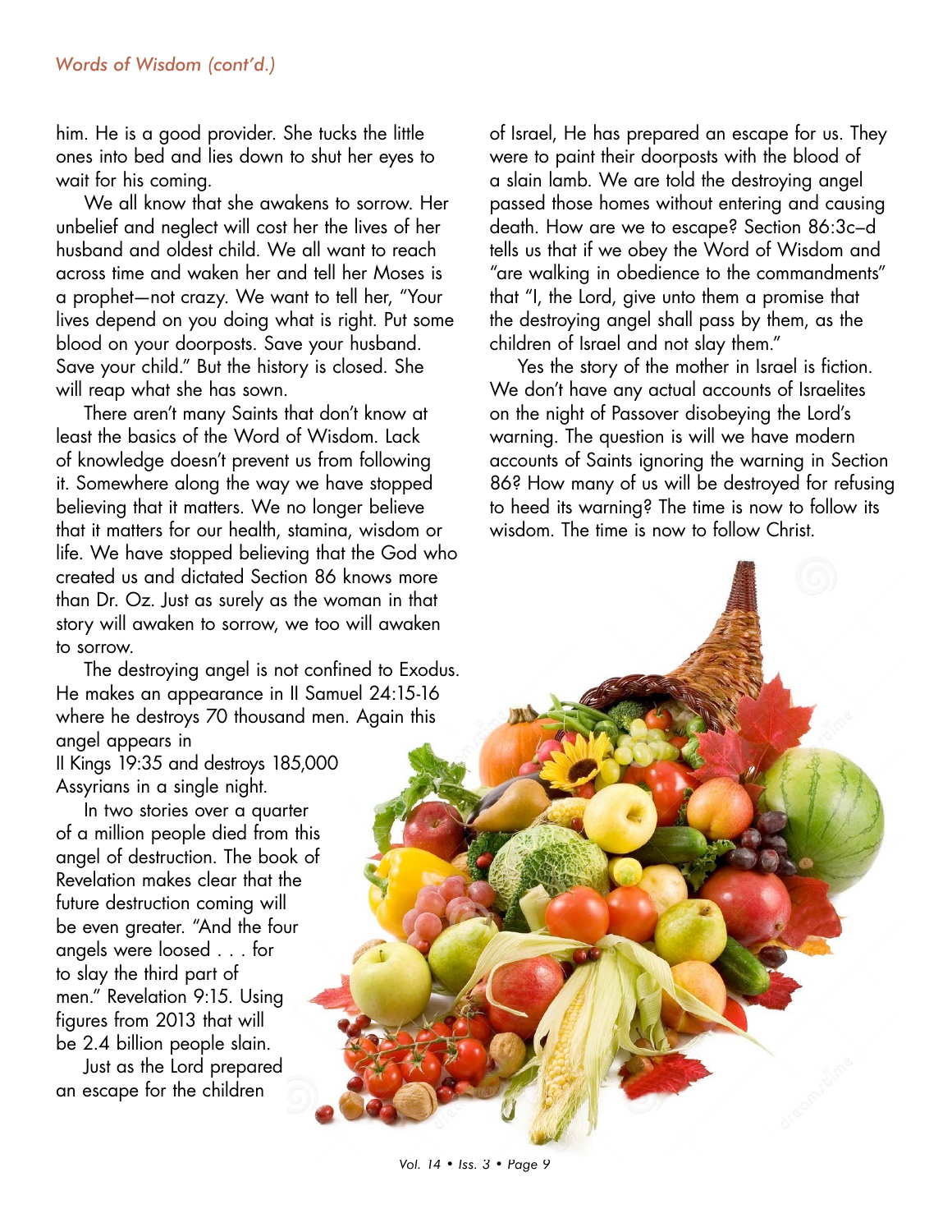him. He is a good provider. She tucks the little ones into bed and lies down to shut her eyes to wait for his coming.

We all know that she awakens to sorrow. Her unbelief and neglect will cost her the lives of her husband and oldest child. We all want to reach across time and waken her and tell her Moses is a prophet—not crazy. We want to tell her, "Your lives depend on you doing what is right. Put some blood on your doorposts. Save your husband. Save your child." But the history is closed. She will reap what she has sown.

There aren't many Saints that don't know at least the basics of the Word of Wisdom. Lack of knowledge doesn't prevent us from following it. Somewhere along the way we have stopped believing that it matters. We no longer believe that it matters for our health, stamina, wisdom or life. We have stopped believing that the God who created us and dictated Section 86 knows more than Dr. Oz. Just as surely as the woman in that story will awaken to sorrow, we too will awaken to sorrow.

The destroying angel is not confined to Exodus. He makes an appearance in II Samuel 24:15-16 where he destroys 70 thousand men. Again this angel appears in II Kings 19:35 and destroys 185,000 Assyrians in a single night.

In two stories over a quarter of a million people died from this angel of destruction. The book of Revelation makes clear that the future destruction coming will be even greater. "And the four angels were loosed . . . for to slay the third part of men." Revelation 9:15. Using figures from 2013 that will be 2.4 billion people slain.

Just as the Lord prepared an escape for the children of Israel, He has prepared an escape for us. They were to paint their doorposts with the blood of a slain lamb. We are told the destroying angel passed those homes without entering and causing death. How are we to escape? Section 86:3c–d tells us that if we obey the Word of Wisdom and "are walking in obedience to the commandments" that "I, the Lord, give unto them a promise that the destroying angel shall pass by them, as the children of Israel and not slay them."

Yes the story of the mother in Israel is fiction. We don't have any actual accounts of Israelites on the night of Passover disobeying the Lord's warning. The question is will we have modern accounts of Saints ignoring the warning in Section 86? How many of us will be destroyed for refusing to heed its warning? The time is now to follow its wisdom. The time is now to follow Christ.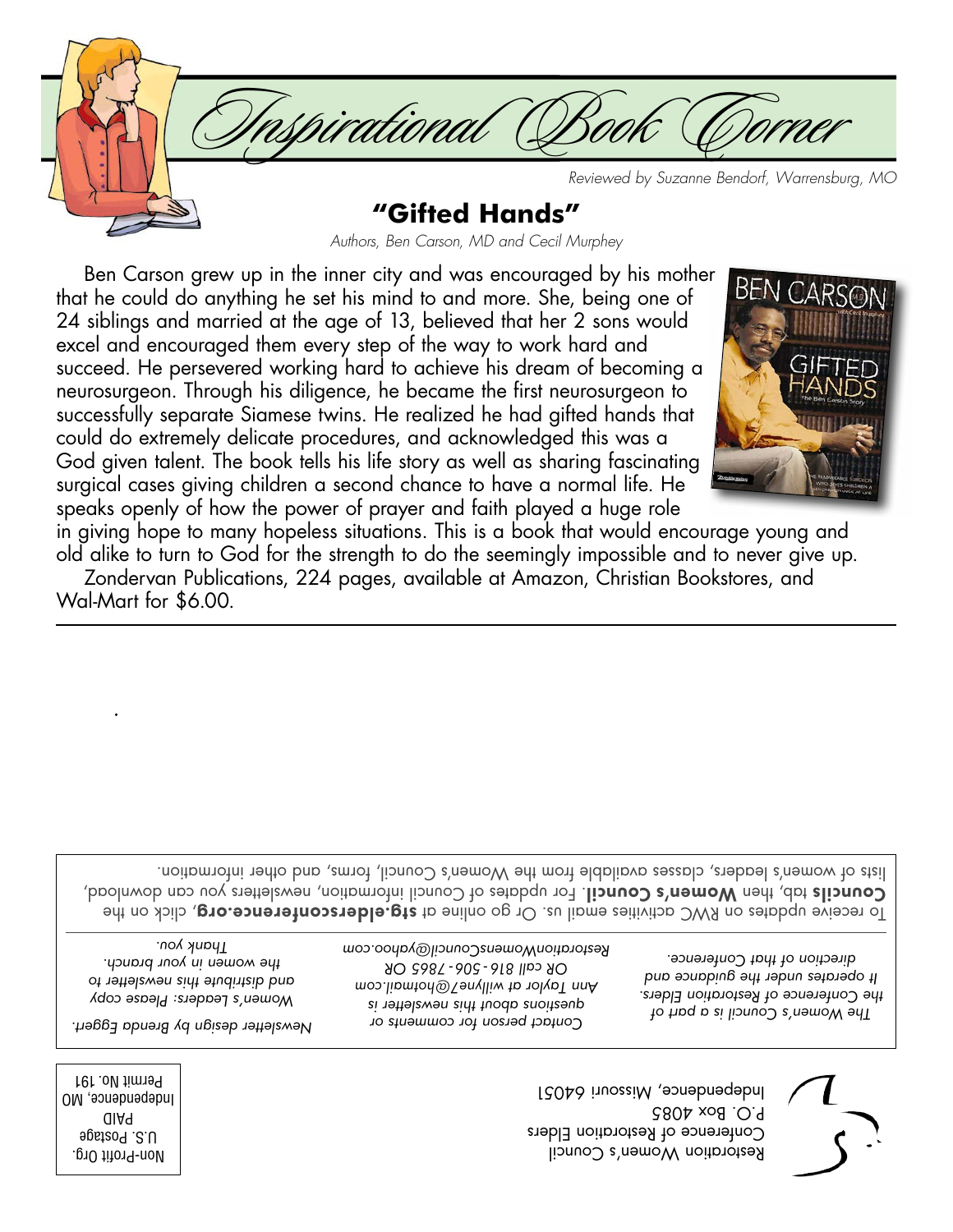# Inspirational Book Corner

*Reviewed by Suzanne Bendorf, Warrensburg, MO*

## "Gifted Hands"

*Authors, Ben Carson, MD and Cecil Murphey*

Ben Carson grew up in the inner city and was encouraged by his mother that he could do anything he set his mind to and more. She, being one of 24 siblings and married at the age of 13, believed that her 2 sons would excel and encouraged them every step of the way to work hard and succeed. He persevered working hard to achieve his dream of becoming a neurosurgeon. Through his diligence, he became the first neurosurgeon to successfully separate Siamese twins. He realized he had gifted hands that could do extremely delicate procedures, and acknowledged this was a God given talent. The book tells his life story as well as sharing fascinating surgical cases giving children a second chance to have a normal life. He speaks openly of how the power of prayer and faith played a huge role in giving hope to many hopeless situations. This is a book that would encourage young and old alike to turn to God for the strength to do the seemingly impossible and to never give up.

Zondervan Publications, 224 pages, available at Amazon, Christian Bookstores, and Wal-Mart for $6.00.

---

*The Women's Council is a part of the Conference of Restoration Elders. It operates under the guidance and direction of that Conference.*

*Contact person for comments or questions about this newsletter is Ann Taylor at willyne7@hotmail.com OR call 816 - 506 - 7865 OR RestorationWomensCouncil@yahoo.com*

*Newsletter design by Brenda Eggert.*

*Women's Leaders: Please copy and distribute this newsletter to the women in your branch. Thank you.*

To receive updates on RWC activities email us. Or go online at **stg.eldersconference.org**, click on the **Councils** tab, then **Women's Council**. For updates of Council information, newsletters you can download, lists of women's leaders, classes available from the Women's Council, forms, and other information.

Restoration Women's Council
Conference of Restoration Elders
P.O. Box 4085
Independence, Missouri 64051

Non-Profit Org.
U.S. Postage
PAID
Independence, MO
Permit No. 191